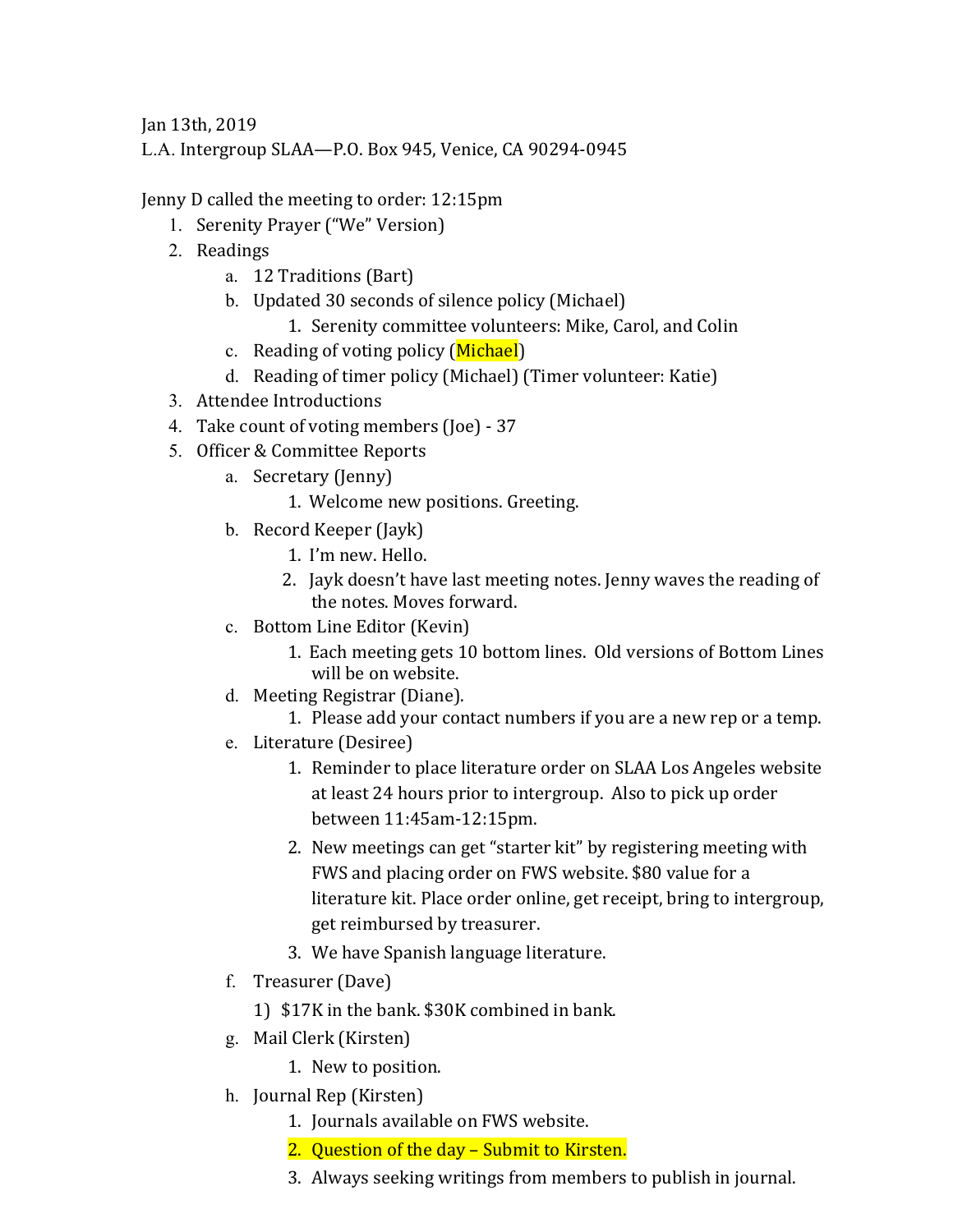Jan 13th, 2019
L.A. Intergroup SLAA—P.O. Box 945, Venice, CA 90294-0945

Jenny D called the meeting to order: 12:15pm

1. Serenity Prayer ("We" Version)
2. Readings
   a. 12 Traditions (Bart)
   b. Updated 30 seconds of silence policy (Michael)
      1. Serenity committee volunteers: Mike, Carol, and Colin
   c. Reading of voting policy (Michael)
   d. Reading of timer policy (Michael) (Timer volunteer: Katie)
3. Attendee Introductions
4. Take count of voting members (Joe) - 37
5. Officer & Committee Reports
   a. Secretary (Jenny)
      1. Welcome new positions. Greeting.
   b. Record Keeper (Jayk)
      1. I'm new. Hello.
      2. Jayk doesn't have last meeting notes. Jenny waves the reading of the notes. Moves forward.
   c. Bottom Line Editor (Kevin)
      1. Each meeting gets 10 bottom lines. Old versions of Bottom Lines will be on website.
   d. Meeting Registrar (Diane).
      1. Please add your contact numbers if you are a new rep or a temp.
   e. Literature (Desiree)
      1. Reminder to place literature order on SLAA Los Angeles website at least 24 hours prior to intergroup. Also to pick up order between 11:45am-12:15pm.
      2. New meetings can get "starter kit" by registering meeting with FWS and placing order on FWS website. $80 value for a literature kit. Place order online, get receipt, bring to intergroup, get reimbursed by treasurer.
      3. We have Spanish language literature.
   f. Treasurer (Dave)
      1) $17K in the bank. $30K combined in bank.
   g. Mail Clerk (Kirsten)
      1. New to position.
   h. Journal Rep (Kirsten)
      1. Journals available on FWS website.
      2. Question of the day – Submit to Kirsten.
      3. Always seeking writings from members to publish in journal.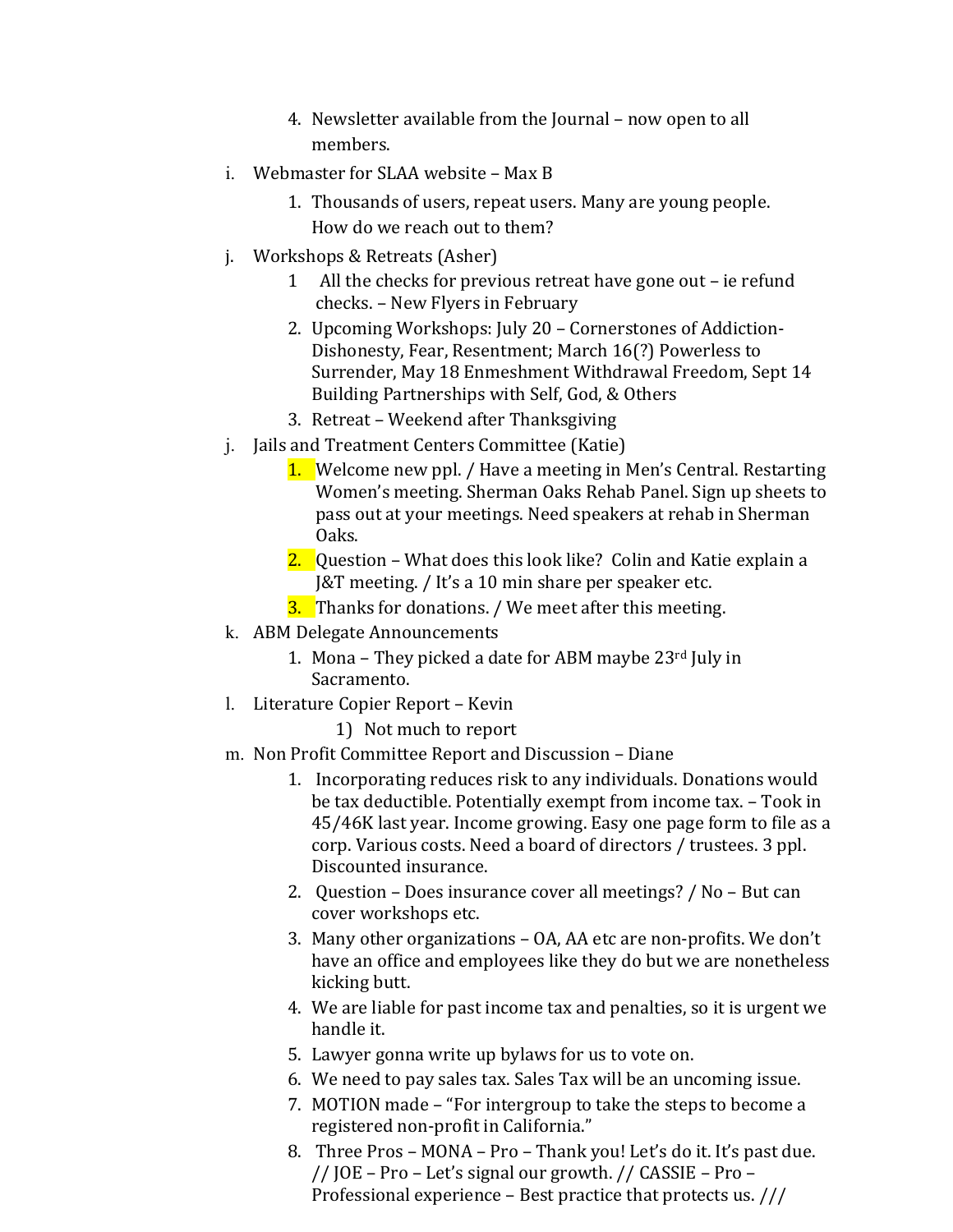4. Newsletter available from the Journal – now open to all members.

i. Webmaster for SLAA website – Max B
   1. Thousands of users, repeat users. Many are young people. How do we reach out to them?

j. Workshops & Retreats (Asher)
   1 All the checks for previous retreat have gone out – ie refund checks. – New Flyers in February
   2. Upcoming Workshops: July 20 – Cornerstones of Addiction- Dishonesty, Fear, Resentment; March 16(?) Powerless to Surrender, May 18 Enmeshment Withdrawal Freedom, Sept 14 Building Partnerships with Self, God, & Others
   3. Retreat – Weekend after Thanksgiving

j. Jails and Treatment Centers Committee (Katie)
   1. Welcome new ppl. / Have a meeting in Men's Central. Restarting Women's meeting. Sherman Oaks Rehab Panel. Sign up sheets to pass out at your meetings. Need speakers at rehab in Sherman Oaks.
   2. Question – What does this look like? Colin and Katie explain a J&T meeting. / It's a 10 min share per speaker etc.
   3. Thanks for donations. / We meet after this meeting.

k. ABM Delegate Announcements
   1. Mona – They picked a date for ABM maybe 23rd July in Sacramento.

l. Literature Copier Report – Kevin
   1) Not much to report

m. Non Profit Committee Report and Discussion – Diane
   1. Incorporating reduces risk to any individuals. Donations would be tax deductible. Potentially exempt from income tax. – Took in 45/46K last year. Income growing. Easy one page form to file as a corp. Various costs. Need a board of directors / trustees. 3 ppl. Discounted insurance.
   2. Question – Does insurance cover all meetings? / No – But can cover workshops etc.
   3. Many other organizations – OA, AA etc are non-profits. We don't have an office and employees like they do but we are nonetheless kicking butt.
   4. We are liable for past income tax and penalties, so it is urgent we handle it.
   5. Lawyer gonna write up bylaws for us to vote on.
   6. We need to pay sales tax. Sales Tax will be an uncoming issue.
   7. MOTION made – "For intergroup to take the steps to become a registered non-profit in California."
   8. Three Pros – MONA – Pro – Thank you! Let's do it. It's past due. // JOE – Pro – Let's signal our growth. // CASSIE – Pro – Professional experience – Best practice that protects us. ///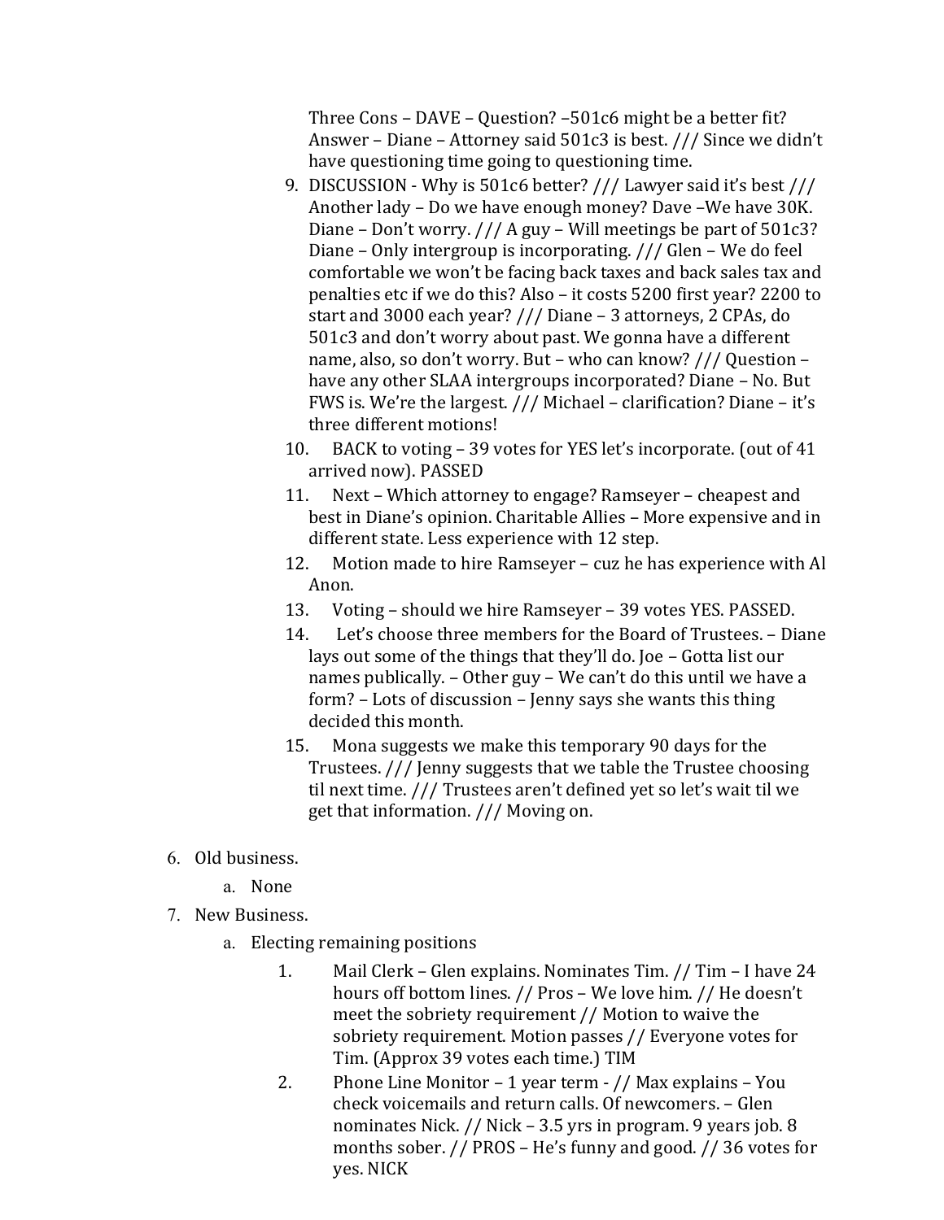Three Cons – DAVE – Question? –501c6 might be a better fit? Answer – Diane – Attorney said 501c3 is best. /// Since we didn't have questioning time going to questioning time.

9. DISCUSSION - Why is 501c6 better? /// Lawyer said it's best /// Another lady – Do we have enough money? Dave –We have 30K. Diane – Don't worry. /// A guy – Will meetings be part of 501c3? Diane – Only intergroup is incorporating. /// Glen – We do feel comfortable we won't be facing back taxes and back sales tax and penalties etc if we do this? Also – it costs 5200 first year? 2200 to start and 3000 each year? /// Diane – 3 attorneys, 2 CPAs, do 501c3 and don't worry about past. We gonna have a different name, also, so don't worry. But – who can know? /// Question – have any other SLAA intergroups incorporated? Diane – No. But FWS is. We're the largest. /// Michael – clarification? Diane – it's three different motions!
10. BACK to voting – 39 votes for YES let's incorporate. (out of 41 arrived now). PASSED
11. Next – Which attorney to engage? Ramseyer – cheapest and best in Diane's opinion. Charitable Allies – More expensive and in different state. Less experience with 12 step.
12. Motion made to hire Ramseyer – cuz he has experience with Al Anon.
13. Voting – should we hire Ramseyer – 39 votes YES. PASSED.
14. Let's choose three members for the Board of Trustees. – Diane lays out some of the things that they'll do. Joe – Gotta list our names publically. – Other guy – We can't do this until we have a form? – Lots of discussion – Jenny says she wants this thing decided this month.
15. Mona suggests we make this temporary 90 days for the Trustees. /// Jenny suggests that we table the Trustee choosing til next time. /// Trustees aren't defined yet so let's wait til we get that information. /// Moving on.

6. Old business.
   a. None
7. New Business.
   a. Electing remaining positions
      1. Mail Clerk – Glen explains. Nominates Tim. // Tim – I have 24 hours off bottom lines. // Pros – We love him. // He doesn't meet the sobriety requirement // Motion to waive the sobriety requirement. Motion passes // Everyone votes for Tim. (Approx 39 votes each time.) TIM
      2. Phone Line Monitor – 1 year term - // Max explains – You check voicemails and return calls. Of newcomers. – Glen nominates Nick. // Nick – 3.5 yrs in program. 9 years job. 8 months sober. // PROS – He's funny and good. // 36 votes for yes. NICK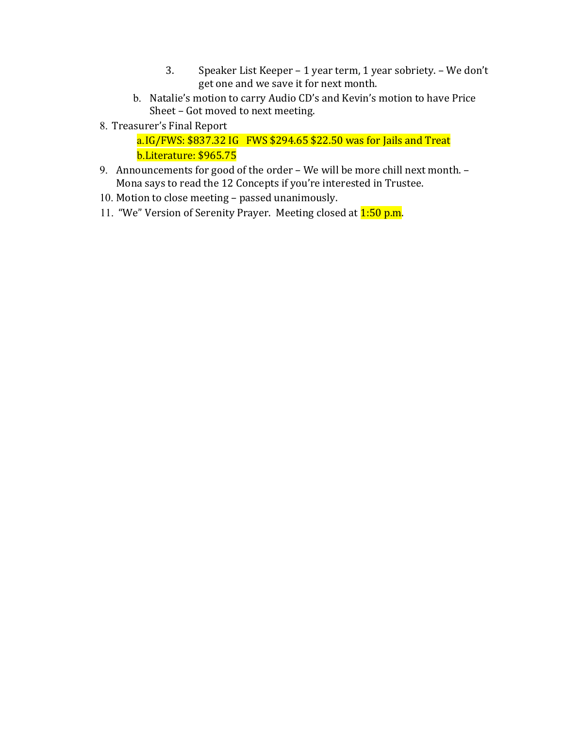3. Speaker List Keeper – 1 year term, 1 year sobriety. – We don't get one and we save it for next month.

b. Natalie's motion to carry Audio CD's and Kevin's motion to have Price Sheet – Got moved to next meeting.

8. Treasurer's Final Report

   a. IG/FWS: $837.32 IG   FWS $294.65 $22.50 was for Jails and Treat

   b. Literature: $965.75

9. Announcements for good of the order – We will be more chill next month. – Mona says to read the 12 Concepts if you're interested in Trustee.

10. Motion to close meeting – passed unanimously.

11. "We" Version of Serenity Prayer. Meeting closed at 1:50 p.m.